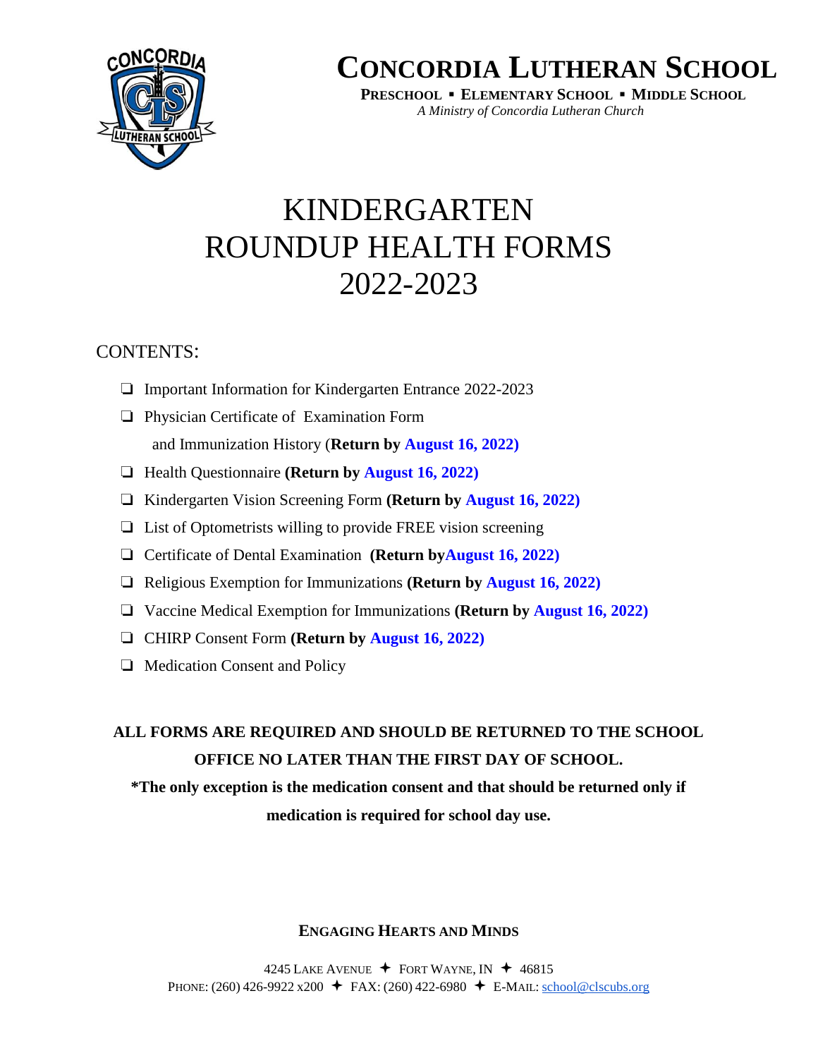# CONCORDIA LUTHERAN SCHOOL

**PRESCHOOL ▪ ELEMENTARY SCHOOL ▪ MIDDLE SCHOOL**

*A Ministry of Concordia Lutheran Church*

# KINDERGARTEN ROUNDUP HEALTH FORMS 2022-2023

CONTENTS:

- ❑ Important Information for Kindergarten Entrance 2022-2023
- ❑ Physician Certificate of Examination Form and Immunization History (**Return by August 16, 2022)**
- ❑ Health Questionnaire **(Return by August 16, 2022)**
- ❑ Kindergarten Vision Screening Form **(Return by August 16, 2022)**
- ❑ List of Optometrists willing to provide FREE vision screening
- ❑ Certificate of Dental Examination **(Return byAugust 16, 2022)**
- ❑ Religious Exemption for Immunizations **(Return by August 16, 2022)**
- ❑ Vaccine Medical Exemption for Immunizations **(Return by August 16, 2022)**
- ❑ CHIRP Consent Form **(Return by August 16, 2022)**
- ❑ Medication Consent and Policy

**ALL FORMS ARE REQUIRED AND SHOULD BE RETURNED TO THE SCHOOL OFFICE NO LATER THAN THE FIRST DAY OF SCHOOL.**

**\*The only exception is the medication consent and that should be returned only if medication is required for school day use.**

**ENGAGING HEARTS AND MINDS**

4245 LAKE AVENUE ✦ FORT WAYNE, IN ✦ 46815
PHONE: (260) 426-9922 x200 ✦ FAX: (260) 422-6980 ✦ E-MAIL: school@clscubs.org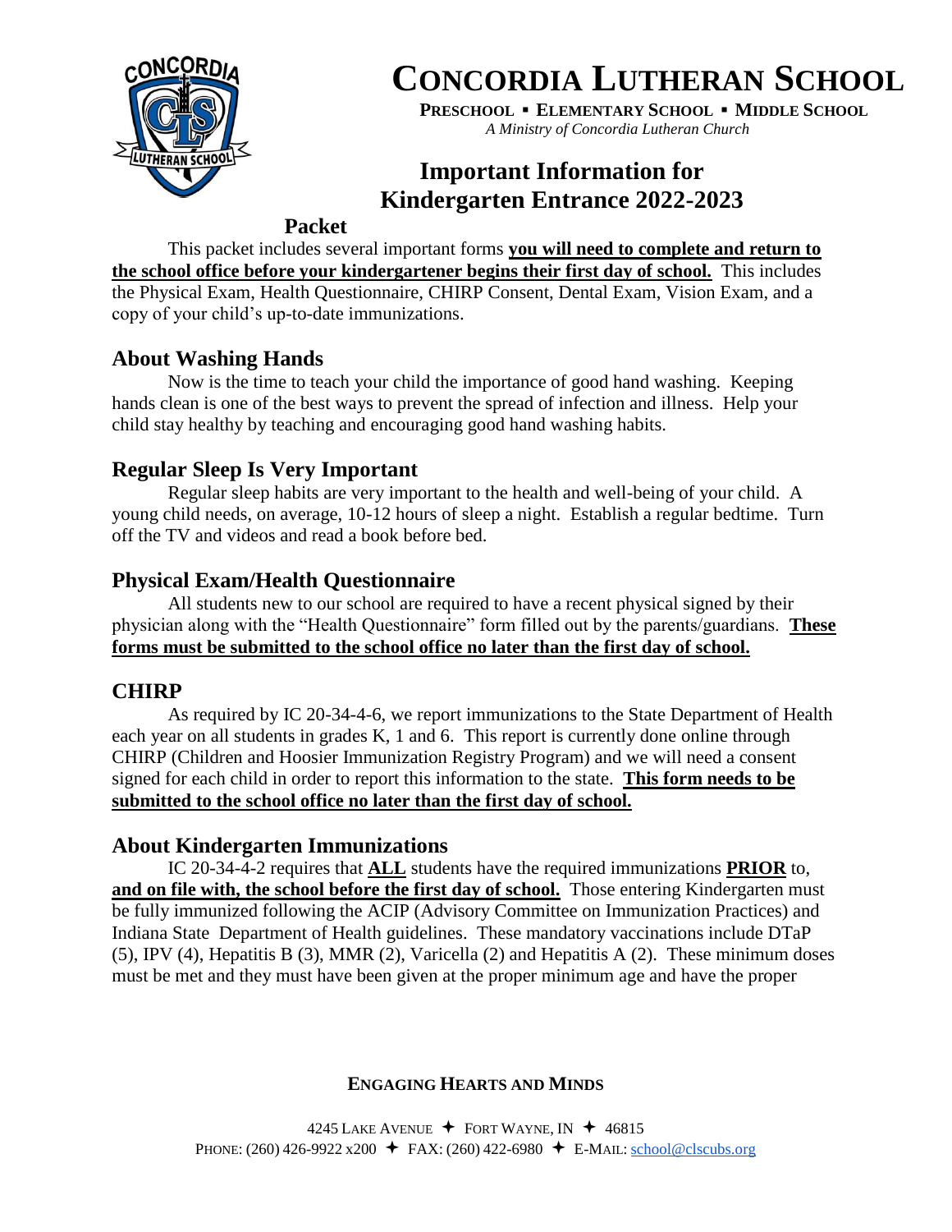# CONCORDIA LUTHERAN SCHOOL

**PRESCHOOL ▪ ELEMENTARY SCHOOL ▪ MIDDLE SCHOOL**

*A Ministry of Concordia Lutheran Church*

## Important Information for Kindergarten Entrance 2022-2023 Packet

This packet includes several important forms **you will need to complete and return to the school office before your kindergartener begins their first day of school.** This includes the Physical Exam, Health Questionnaire, CHIRP Consent, Dental Exam, Vision Exam, and a copy of your child's up-to-date immunizations.

### About Washing Hands

Now is the time to teach your child the importance of good hand washing. Keeping hands clean is one of the best ways to prevent the spread of infection and illness. Help your child stay healthy by teaching and encouraging good hand washing habits.

### Regular Sleep Is Very Important

Regular sleep habits are very important to the health and well-being of your child. A young child needs, on average, 10-12 hours of sleep a night. Establish a regular bedtime. Turn off the TV and videos and read a book before bed.

### Physical Exam/Health Questionnaire

All students new to our school are required to have a recent physical signed by their physician along with the "Health Questionnaire" form filled out by the parents/guardians. **These forms must be submitted to the school office no later than the first day of school.**

### CHIRP

As required by IC 20-34-4-6, we report immunizations to the State Department of Health each year on all students in grades K, 1 and 6. This report is currently done online through CHIRP (Children and Hoosier Immunization Registry Program) and we will need a consent signed for each child in order to report this information to the state. **This form needs to be submitted to the school office no later than the first day of school.**

### About Kindergarten Immunizations

IC 20-34-4-2 requires that **ALL** students have the required immunizations **PRIOR** to, **and on file with, the school before the first day of school.** Those entering Kindergarten must be fully immunized following the ACIP (Advisory Committee on Immunization Practices) and Indiana State Department of Health guidelines. These mandatory vaccinations include DTaP (5), IPV (4), Hepatitis B (3), MMR (2), Varicella (2) and Hepatitis A (2). These minimum doses must be met and they must have been given at the proper minimum age and have the proper

**ENGAGING HEARTS AND MINDS**

4245 LAKE AVENUE ✦ FORT WAYNE, IN ✦ 46815
PHONE: (260) 426-9922 x200 ✦ FAX: (260) 422-6980 ✦ E-MAIL: school@clscubs.org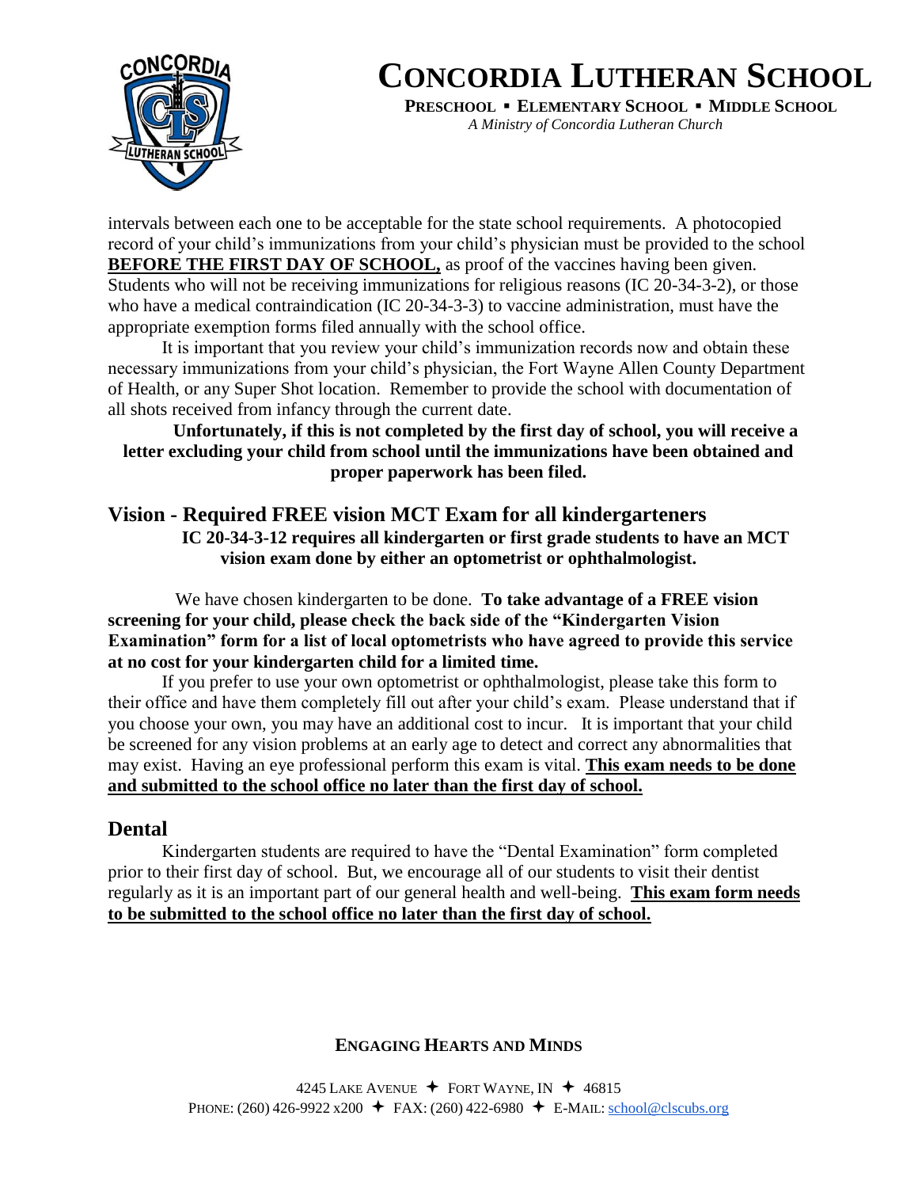intervals between each one to be acceptable for the state school requirements. A photocopied record of your child's immunizations from your child's physician must be provided to the school **BEFORE THE FIRST DAY OF SCHOOL,** as proof of the vaccines having been given. Students who will not be receiving immunizations for religious reasons (IC 20-34-3-2), or those who have a medical contraindication (IC 20-34-3-3) to vaccine administration, must have the appropriate exemption forms filed annually with the school office.

It is important that you review your child's immunization records now and obtain these necessary immunizations from your child's physician, the Fort Wayne Allen County Department of Health, or any Super Shot location. Remember to provide the school with documentation of all shots received from infancy through the current date.

**Unfortunately, if this is not completed by the first day of school, you will receive a letter excluding your child from school until the immunizations have been obtained and proper paperwork has been filed.**

## Vision - Required FREE vision MCT Exam for all kindergarteners

**IC 20-34-3-12 requires all kindergarten or first grade students to have an MCT vision exam done by either an optometrist or ophthalmologist.**

We have chosen kindergarten to be done. **To take advantage of a FREE vision screening for your child, please check the back side of the "Kindergarten Vision Examination" form for a list of local optometrists who have agreed to provide this service at no cost for your kindergarten child for a limited time.**

If you prefer to use your own optometrist or ophthalmologist, please take this form to their office and have them completely fill out after your child's exam. Please understand that if you choose your own, you may have an additional cost to incur. It is important that your child be screened for any vision problems at an early age to detect and correct any abnormalities that may exist. Having an eye professional perform this exam is vital. **This exam needs to be done and submitted to the school office no later than the first day of school.**

## Dental

Kindergarten students are required to have the "Dental Examination" form completed prior to their first day of school. But, we encourage all of our students to visit their dentist regularly as it is an important part of our general health and well-being. **This exam form needs to be submitted to the school office no later than the first day of school.**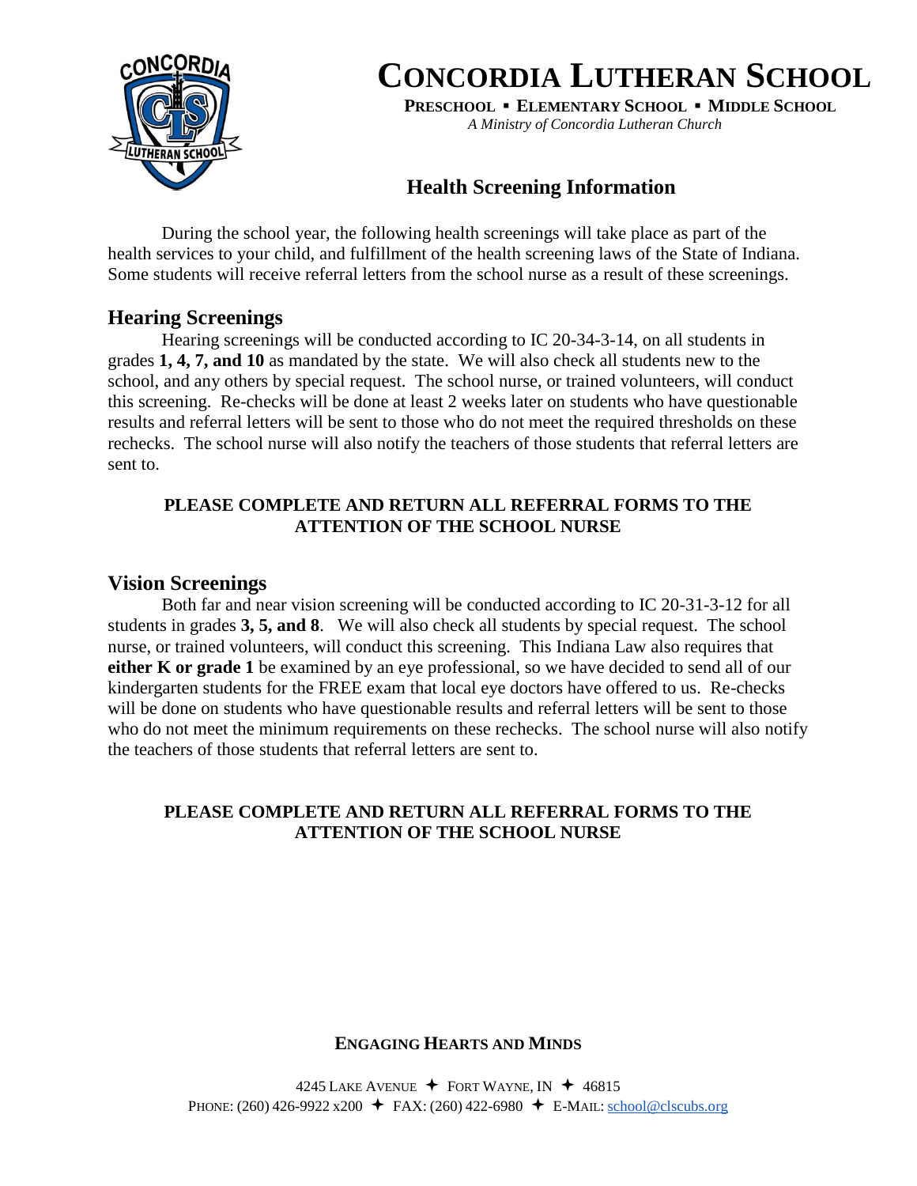# Concordia Lutheran School

**Preschool ▪ Elementary School ▪ Middle School**

*A Ministry of Concordia Lutheran Church*

## Health Screening Information

During the school year, the following health screenings will take place as part of the health services to your child, and fulfillment of the health screening laws of the State of Indiana. Some students will receive referral letters from the school nurse as a result of these screenings.

### Hearing Screenings

Hearing screenings will be conducted according to IC 20-34-3-14, on all students in grades **1, 4, 7, and 10** as mandated by the state. We will also check all students new to the school, and any others by special request. The school nurse, or trained volunteers, will conduct this screening. Re-checks will be done at least 2 weeks later on students who have questionable results and referral letters will be sent to those who do not meet the required thresholds on these rechecks. The school nurse will also notify the teachers of those students that referral letters are sent to.

**PLEASE COMPLETE AND RETURN ALL REFERRAL FORMS TO THE ATTENTION OF THE SCHOOL NURSE**

### Vision Screenings

Both far and near vision screening will be conducted according to IC 20-31-3-12 for all students in grades **3, 5, and 8**. We will also check all students by special request. The school nurse, or trained volunteers, will conduct this screening. This Indiana Law also requires that **either K or grade 1** be examined by an eye professional, so we have decided to send all of our kindergarten students for the FREE exam that local eye doctors have offered to us. Re-checks will be done on students who have questionable results and referral letters will be sent to those who do not meet the minimum requirements on these rechecks. The school nurse will also notify the teachers of those students that referral letters are sent to.

**PLEASE COMPLETE AND RETURN ALL REFERRAL FORMS TO THE ATTENTION OF THE SCHOOL NURSE**

**Engaging Hearts and Minds**

4245 Lake Avenue ✦ Fort Wayne, IN ✦ 46815
Phone: (260) 426-9922 x200 ✦ FAX: (260) 422-6980 ✦ E-Mail: school@clscubs.org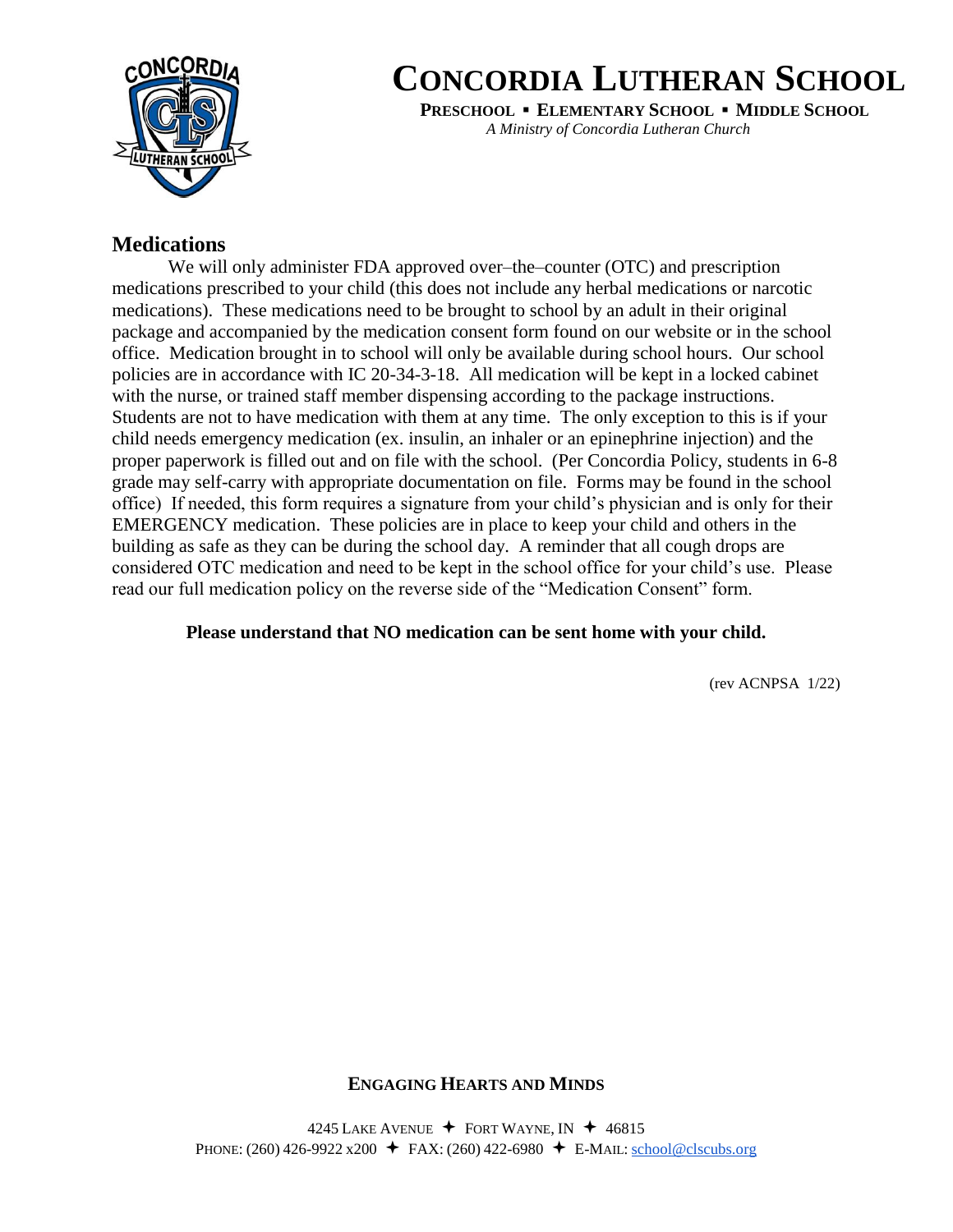# CONCORDIA LUTHERAN SCHOOL

**PRESCHOOL ▪ ELEMENTARY SCHOOL ▪ MIDDLE SCHOOL**

*A Ministry of Concordia Lutheran Church*

## Medications

We will only administer FDA approved over–the–counter (OTC) and prescription medications prescribed to your child (this does not include any herbal medications or narcotic medications). These medications need to be brought to school by an adult in their original package and accompanied by the medication consent form found on our website or in the school office. Medication brought in to school will only be available during school hours. Our school policies are in accordance with IC 20-34-3-18. All medication will be kept in a locked cabinet with the nurse, or trained staff member dispensing according to the package instructions. Students are not to have medication with them at any time. The only exception to this is if your child needs emergency medication (ex. insulin, an inhaler or an epinephrine injection) and the proper paperwork is filled out and on file with the school. (Per Concordia Policy, students in 6-8 grade may self-carry with appropriate documentation on file. Forms may be found in the school office) If needed, this form requires a signature from your child's physician and is only for their EMERGENCY medication. These policies are in place to keep your child and others in the building as safe as they can be during the school day. A reminder that all cough drops are considered OTC medication and need to be kept in the school office for your child's use. Please read our full medication policy on the reverse side of the "Medication Consent" form.

**Please understand that NO medication can be sent home with your child.**

(rev ACNPSA 1/22)

**ENGAGING HEARTS AND MINDS**

4245 LAKE AVENUE ✦ FORT WAYNE, IN ✦ 46815
PHONE: (260) 426-9922 x200 ✦ FAX: (260) 422-6980 ✦ E-MAIL: school@clscubs.org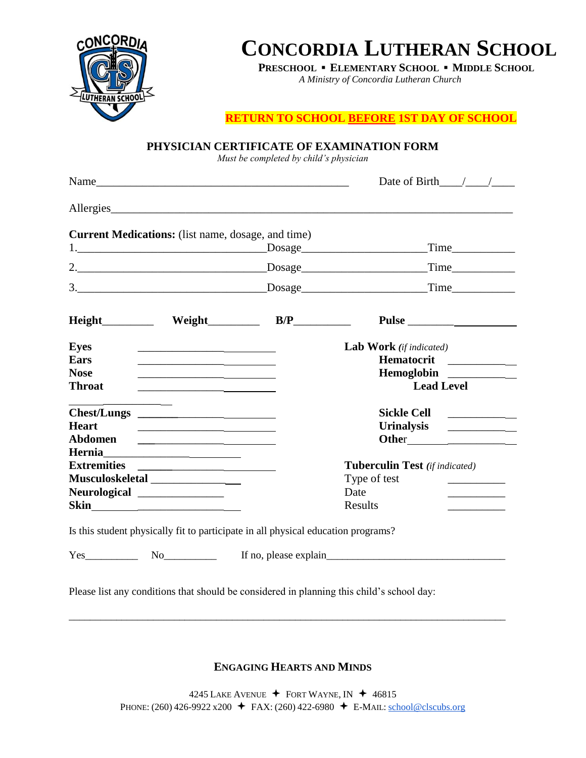# Concordia Lutheran School

**Preschool ▪ Elementary School ▪ Middle School**

*A Ministry of Concordia Lutheran Church*

**RETURN TO SCHOOL BEFORE 1ST DAY OF SCHOOL**

## PHYSICIAN CERTIFICATE OF EXAMINATION FORM

*Must be completed by child's physician*

Name_____________________________________________ Date of Birth____/____/____

Allergies________________________________________________________________________

**Current Medications:** (list name, dosage, and time)

1.________________________________Dosage_____________________Time___________

2.________________________________Dosage_____________________Time___________

3.________________________________Dosage_____________________Time___________

**Height**_________ **Weight**_________ **B/P**__________ **Pulse** ____________________

**Eyes** _________________________

**Ears** _________________________

**Nose** _________________________

**Throat** _________________________

**Chest/Lungs** _________________________

**Heart** _________________________

**Abdomen** _________________________

**Hernia**_________________________

**Extremities** _________________________

**Musculoskeletal** _______________

**Neurological** _______________

**Skin**_________________________

**Lab Work** *(if indicated)*

**Hematocrit** ____________

**Hemoglobin** ____________

**Lead Level**

**Sickle Cell** ____________

**Urinalysis** ____________

**Other**____________________

**Tuberculin Test** *(if indicated)*

Type of test __________

Date __________

Results __________

Is this student physically fit to participate in all physical education programs?

Yes__________ No__________ If no, please explain__________________________________

Please list any conditions that should be considered in planning this child's school day:

________________________________________________________________________________

**Engaging Hearts and Minds**

4245 Lake Avenue ✦ Fort Wayne, IN ✦ 46815

Phone: (260) 426-9922 x200 ✦ FAX: (260) 422-6980 ✦ E-Mail: school@clscubs.org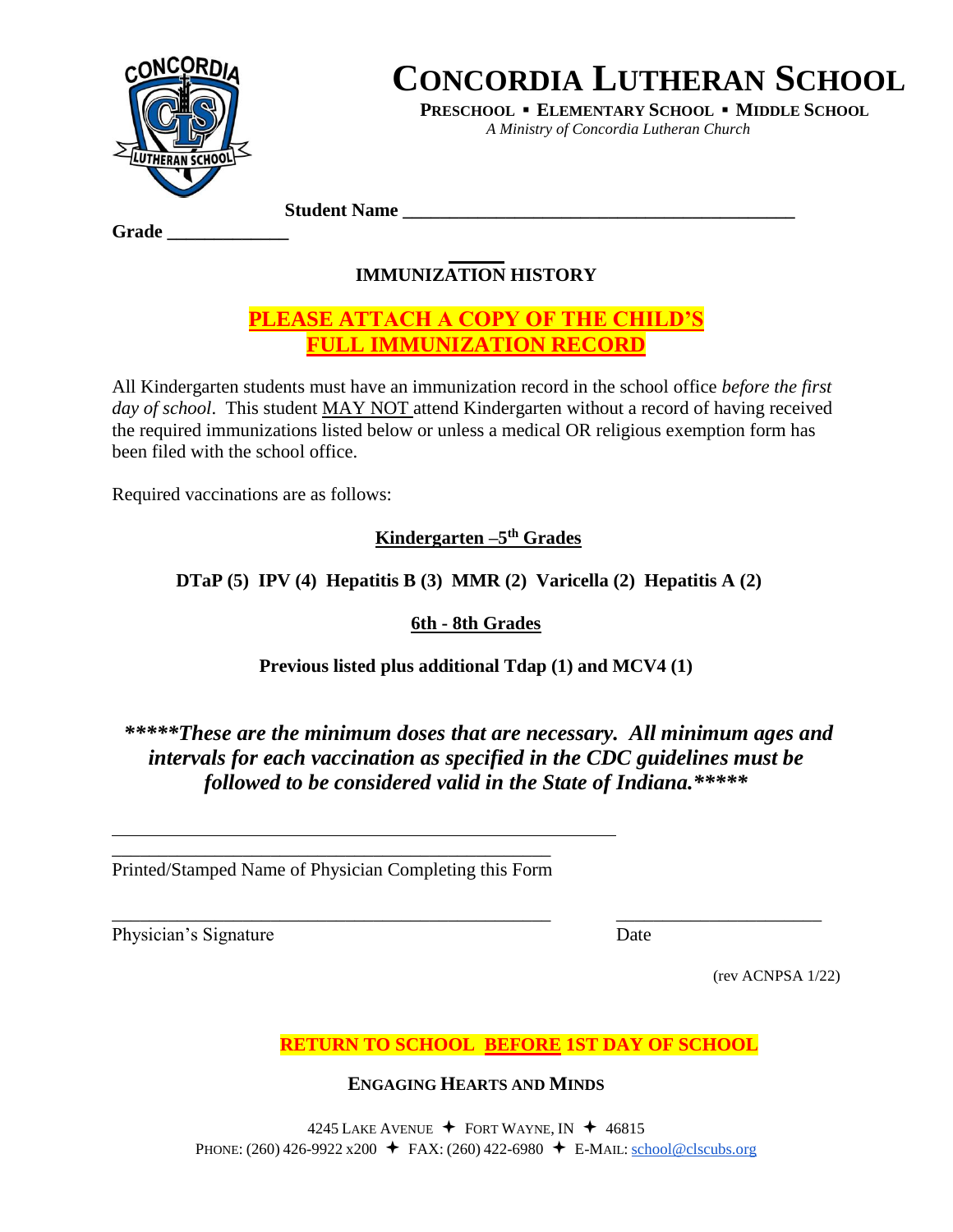# CONCORDIA LUTHERAN SCHOOL

**PRESCHOOL ▪ ELEMENTARY SCHOOL ▪ MIDDLE SCHOOL**

*A Ministry of Concordia Lutheran Church*

**Student Name** ____________________________________________

**Grade** _____________

## IMMUNIZATION HISTORY

**PLEASE ATTACH A COPY OF THE CHILD'S FULL IMMUNIZATION RECORD**

All Kindergarten students must have an immunization record in the school office *before the first day of school*. This student MAY NOT attend Kindergarten without a record of having received the required immunizations listed below or unless a medical OR religious exemption form has been filed with the school office.

Required vaccinations are as follows:

**Kindergarten –5th Grades**

**DTaP (5) IPV (4) Hepatitis B (3) MMR (2) Varicella (2) Hepatitis A (2)**

**6th - 8th Grades**

**Previous listed plus additional Tdap (1) and MCV4 (1)**

***\*\*\*\*\*These are the minimum doses that are necessary. All minimum ages and intervals for each vaccination as specified in the CDC guidelines must be followed to be considered valid in the State of Indiana.\*\*\*\*\****

_________________________________________________

_________________________________________________

Printed/Stamped Name of Physician Completing this Form

_________________________________________________ ______________________

Physician's Signature Date

(rev ACNPSA 1/22)

**RETURN TO SCHOOL BEFORE 1ST DAY OF SCHOOL**

**ENGAGING HEARTS AND MINDS**

4245 LAKE AVENUE ✦ FORT WAYNE, IN ✦ 46815

PHONE: (260) 426-9922 x200 ✦ FAX: (260) 422-6980 ✦ E-MAIL: school@clscubs.org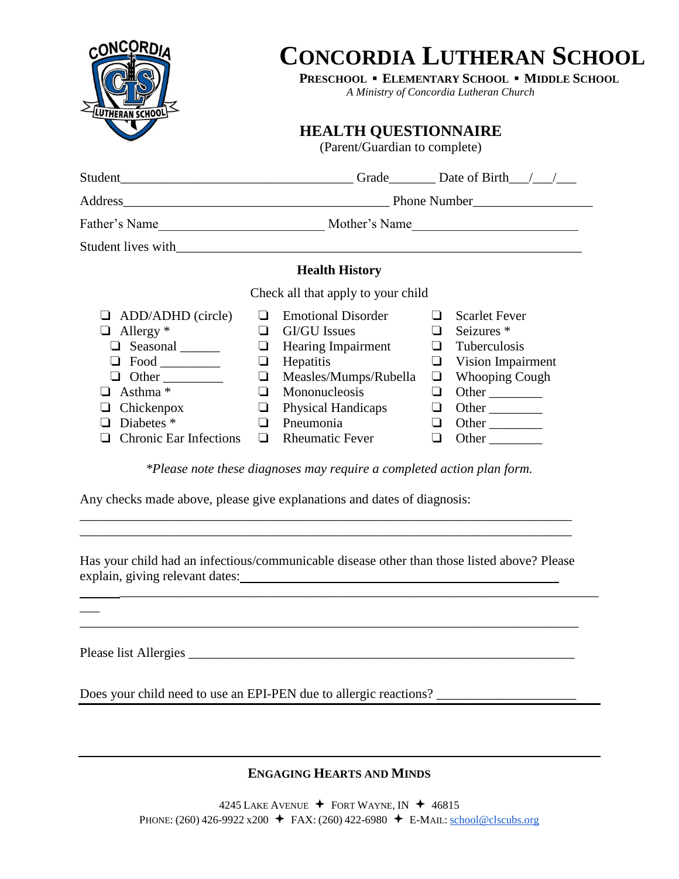# Concordia Lutheran School

**Preschool ▪ Elementary School ▪ Middle School**

*A Ministry of Concordia Lutheran Church*

## HEALTH QUESTIONNAIRE

(Parent/Guardian to complete)

Student_________________________________ Grade_______ Date of Birth___/___/___

Address________________________________________ Phone Number_________________

Father's Name_______________________ Mother's Name________________________

Student lives with______________________________________________________

### Health History

Check all that apply to your child

| | | |
|---|---|---|
| ❑ ADD/ADHD (circle) | ❑ Emotional Disorder | ❑ Scarlet Fever |
| ❑ Allergy * | ❑ GI/GU Issues | ❑ Seizures * |
| ❑ Seasonal ______ | ❑ Hearing Impairment | ❑ Tuberculosis |
| ❑ Food _________ | ❑ Hepatitis | ❑ Vision Impairment |
| ❑ Other _________ | ❑ Measles/Mumps/Rubella | ❑ Whooping Cough |
| ❑ Asthma * | ❑ Mononucleosis | ❑ Other ________ |
| ❑ Chickenpox | ❑ Physical Handicaps | ❑ Other ________ |
| ❑ Diabetes * | ❑ Pneumonia | ❑ Other ________ |
| ❑ Chronic Ear Infections | ❑ Rheumatic Fever | ❑ Other ________ |

*\*Please note these diagnoses may require a completed action plan form.*

Any checks made above, please give explanations and dates of diagnosis:

___________________________________________________________________________

___________________________________________________________________________

Has your child had an infectious/communicable disease other than those listed above? Please explain, giving relevant dates:_____________________________________________

___________________________________________________________________________

___________________________________________________________________________

Please list Allergies ___________________________________________________________

Does your child need to use an EPI-PEN due to allergic reactions? ____________________

**Engaging Hearts and Minds**

4245 Lake Avenue ✦ Fort Wayne, IN ✦ 46815
Phone: (260) 426-9922 x200 ✦ FAX: (260) 422-6980 ✦ E-Mail: school@clscubs.org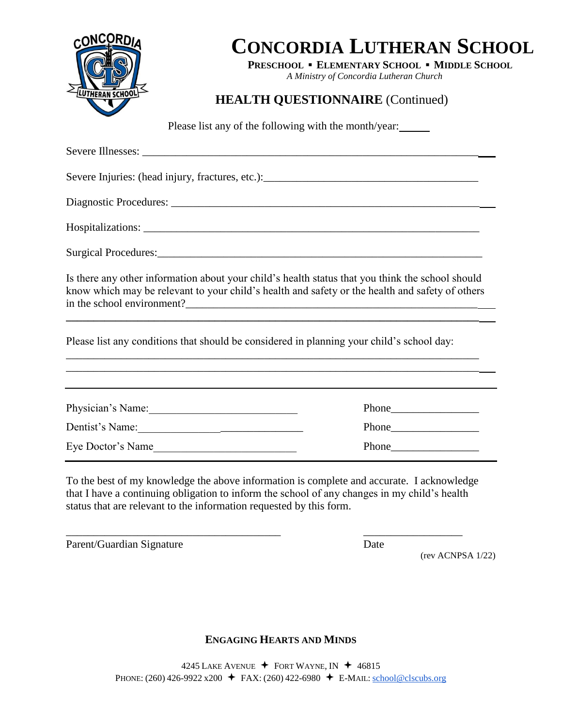# CONCORDIA LUTHERAN SCHOOL

**PRESCHOOL ▪ ELEMENTARY SCHOOL ▪ MIDDLE SCHOOL**

*A Ministry of Concordia Lutheran Church*

## HEALTH QUESTIONNAIRE (Continued)

Please list any of the following with the month/year:______

Severe Illnesses: ____________________________________________________________

Severe Injuries: (head injury, fractures, etc.):_______________________________________

Diagnostic Procedures: _______________________________________________________

Hospitalizations: ____________________________________________________________

Surgical Procedures:__________________________________________________________

Is there any other information about your child's health status that you think the school should know which may be relevant to your child's health and safety or the health and safety of others in the school environment?______________________________________________________

__________________________________________________________________________

Please list any conditions that should be considered in planning your child's school day:

__________________________________________________________________________

__________________________________________________________________________

Physician's Name:___________________________ Phone________________

Dentist's Name:______________________________ Phone________________

Eye Doctor's Name__________________________ Phone________________

To the best of my knowledge the above information is complete and accurate. I acknowledge that I have a continuing obligation to inform the school of any changes in my child's health status that are relevant to the information requested by this form.

________________________________________ __________________

Parent/Guardian Signature Date

(rev ACNPSA 1/22)

**ENGAGING HEARTS AND MINDS**

4245 LAKE AVENUE ✦ FORT WAYNE, IN ✦ 46815
PHONE: (260) 426-9922 x200 ✦ FAX: (260) 422-6980 ✦ E-MAIL: school@clscubs.org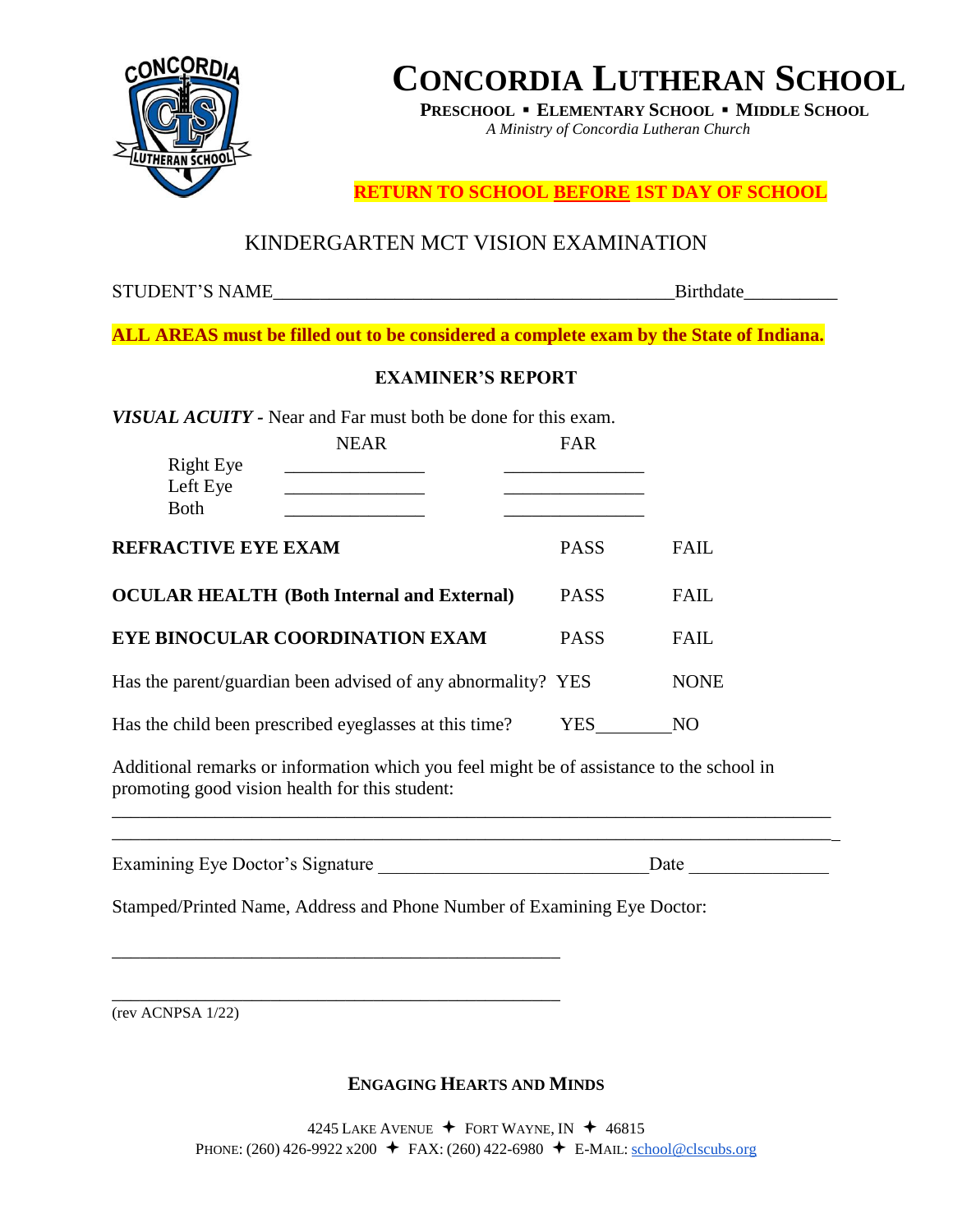# CONCORDIA LUTHERAN SCHOOL

**PRESCHOOL ▪ ELEMENTARY SCHOOL ▪ MIDDLE SCHOOL**

*A Ministry of Concordia Lutheran Church*

**RETURN TO SCHOOL BEFORE 1ST DAY OF SCHOOL**

## KINDERGARTEN MCT VISION EXAMINATION

STUDENT'S NAME\_\_\_\_\_\_\_\_\_\_\_\_\_\_\_\_\_\_\_\_\_\_\_\_\_\_\_\_\_\_\_\_\_\_\_\_\_\_\_\_\_\_Birthdate\_\_\_\_\_\_\_\_\_\_

**ALL AREAS must be filled out to be considered a complete exam by the State of Indiana.**

### EXAMINER'S REPORT

***VISUAL ACUITY -*** Near and Far must both be done for this exam.

| | NEAR | FAR |
|---|---|---|
| Right Eye | \_\_\_\_\_\_\_\_\_\_\_\_\_\_\_ | \_\_\_\_\_\_\_\_\_\_\_\_\_\_\_ |
| Left Eye | \_\_\_\_\_\_\_\_\_\_\_\_\_\_\_ | \_\_\_\_\_\_\_\_\_\_\_\_\_\_\_ |
| Both | \_\_\_\_\_\_\_\_\_\_\_\_\_\_\_ | \_\_\_\_\_\_\_\_\_\_\_\_\_\_\_ |

**REFRACTIVE EYE EXAM** PASS FAIL

**OCULAR HEALTH (Both Internal and External)** PASS FAIL

**EYE BINOCULAR COORDINATION EXAM** PASS FAIL

Has the parent/guardian been advised of any abnormality? YES NONE

Has the child been prescribed eyeglasses at this time? YES\_\_\_\_\_\_\_\_NO

Additional remarks or information which you feel might be of assistance to the school in promoting good vision health for this student:

\_\_\_\_\_\_\_\_\_\_\_\_\_\_\_\_\_\_\_\_\_\_\_\_\_\_\_\_\_\_\_\_\_\_\_\_\_\_\_\_\_\_\_\_\_\_\_\_\_\_\_\_\_\_\_\_\_\_\_\_\_\_\_\_\_\_\_\_\_\_\_\_\_\_\_\_

\_\_\_\_\_\_\_\_\_\_\_\_\_\_\_\_\_\_\_\_\_\_\_\_\_\_\_\_\_\_\_\_\_\_\_\_\_\_\_\_\_\_\_\_\_\_\_\_\_\_\_\_\_\_\_\_\_\_\_\_\_\_\_\_\_\_\_\_\_\_\_\_\_\_\_\_

Examining Eye Doctor's Signature \_\_\_\_\_\_\_\_\_\_\_\_\_\_\_\_\_\_\_\_\_\_\_\_\_\_\_\_\_\_Date \_\_\_\_\_\_\_\_\_\_\_\_\_\_\_

Stamped/Printed Name, Address and Phone Number of Examining Eye Doctor:

\_\_\_\_\_\_\_\_\_\_\_\_\_\_\_\_\_\_\_\_\_\_\_\_\_\_\_\_\_\_\_\_\_\_\_\_\_\_\_\_\_\_\_\_\_\_\_\_\_\_

\_\_\_\_\_\_\_\_\_\_\_\_\_\_\_\_\_\_\_\_\_\_\_\_\_\_\_\_\_\_\_\_\_\_\_\_\_\_\_\_\_\_\_\_\_\_\_\_\_\_

(rev ACNPSA 1/22)

**ENGAGING HEARTS AND MINDS**

4245 LAKE AVENUE ✦ FORT WAYNE, IN ✦ 46815
PHONE: (260) 426-9922 x200 ✦ FAX: (260) 422-6980 ✦ E-MAIL: school@clscubs.org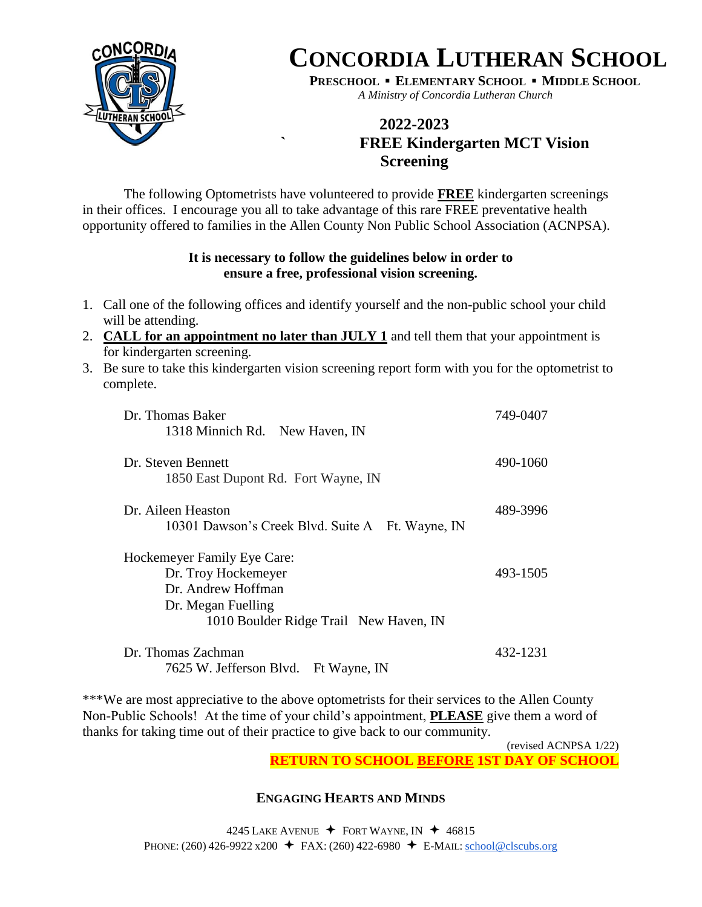# Concordia Lutheran School

**Preschool ▪ Elementary School ▪ Middle School**

*A Ministry of Concordia Lutheran Church*

## 2022-2023
## FREE Kindergarten MCT Vision Screening

The following Optometrists have volunteered to provide **FREE** kindergarten screenings in their offices. I encourage you all to take advantage of this rare FREE preventative health opportunity offered to families in the Allen County Non Public School Association (ACNPSA).

**It is necessary to follow the guidelines below in order to ensure a free, professional vision screening.**

1. Call one of the following offices and identify yourself and the non-public school your child will be attending.
2. **CALL for an appointment no later than JULY 1** and tell them that your appointment is for kindergarten screening.
3. Be sure to take this kindergarten vision screening report form with you for the optometrist to complete.

| | |
|---|---|
| Dr. Thomas Baker<br>1318 Minnich Rd. New Haven, IN | 749-0407 |
| Dr. Steven Bennett<br>1850 East Dupont Rd. Fort Wayne, IN | 490-1060 |
| Dr. Aileen Heaston<br>10301 Dawson's Creek Blvd. Suite A Ft. Wayne, IN | 489-3996 |
| Hockemeyer Family Eye Care:<br>Dr. Troy Hockemeyer<br>Dr. Andrew Hoffman<br>Dr. Megan Fuelling<br>1010 Boulder Ridge Trail New Haven, IN | 493-1505 |
| Dr. Thomas Zachman<br>7625 W. Jefferson Blvd. Ft Wayne, IN | 432-1231 |

***We are most appreciative to the above optometrists for their services to the Allen County Non-Public Schools! At the time of your child's appointment, **PLEASE** give them a word of thanks for taking time out of their practice to give back to our community.

(revised ACNPSA 1/22)

**RETURN TO SCHOOL BEFORE 1ST DAY OF SCHOOL**

**Engaging Hearts and Minds**

4245 Lake Avenue ✦ Fort Wayne, IN ✦ 46815
Phone: (260) 426-9922 x200 ✦ FAX: (260) 422-6980 ✦ E-Mail: school@clscubs.org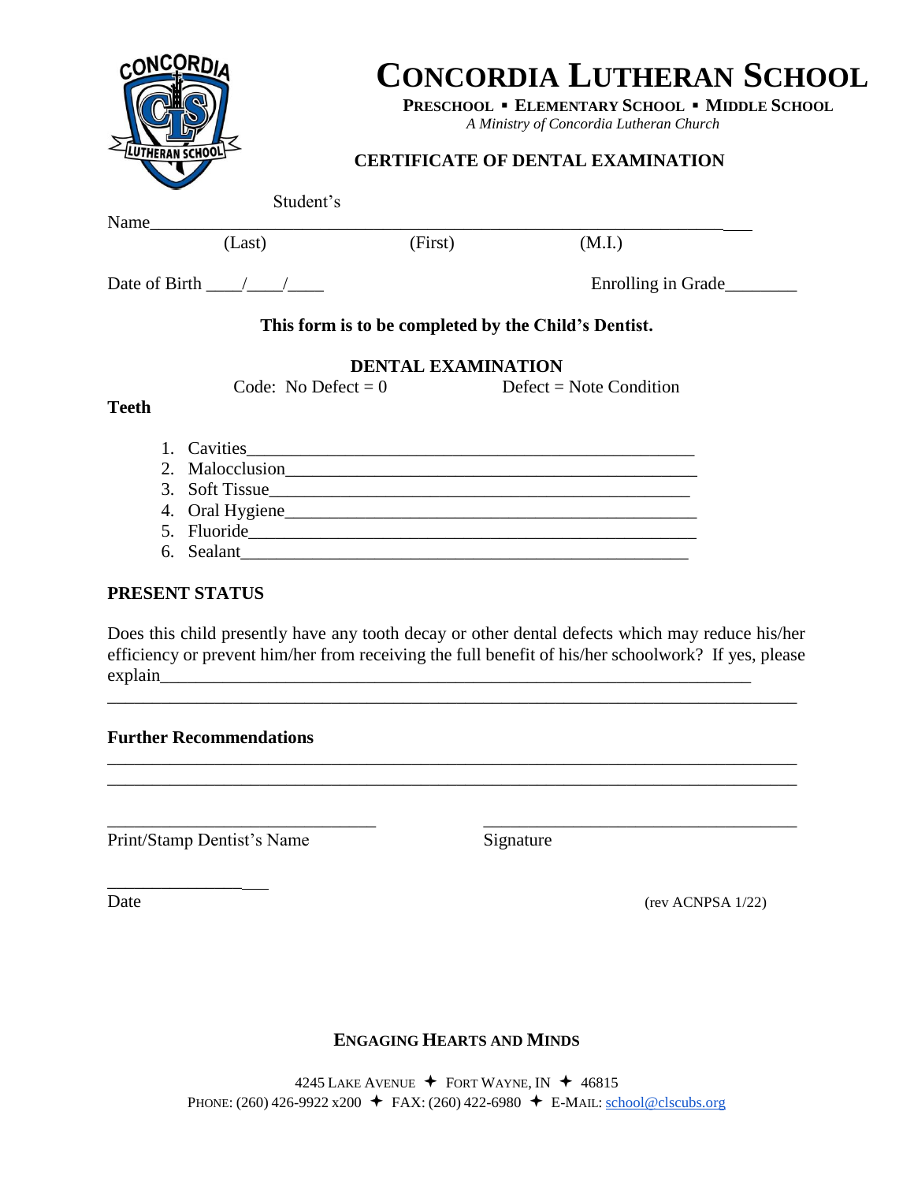# CONCORDIA LUTHERAN SCHOOL

**PRESCHOOL ▪ ELEMENTARY SCHOOL ▪ MIDDLE SCHOOL**

*A Ministry of Concordia Lutheran Church*

## CERTIFICATE OF DENTAL EXAMINATION

Student's Name____________________________________________________________
(Last) (First) (M.I.)

Date of Birth ____/____/____ Enrolling in Grade________

**This form is to be completed by the Child's Dentist.**

**DENTAL EXAMINATION**

Code: No Defect = 0 Defect = Note Condition

**Teeth**

1. Cavities_______________________________________________
2. Malocclusion___________________________________________
3. Soft Tissue____________________________________________
4. Oral Hygiene___________________________________________
5. Fluoride_______________________________________________
6. Sealant________________________________________________

**PRESENT STATUS**

Does this child presently have any tooth decay or other dental defects which may reduce his/her efficiency or prevent him/her from receiving the full benefit of his/her schoolwork? If yes, please explain_____________________________________________________________
_____________________________________________________________________________

**Further Recommendations**

_____________________________________________________________________________
_____________________________________________________________________________

______________________________ ____________________________________
Print/Stamp Dentist's Name Signature

___________________
Date (rev ACNPSA 1/22)

**ENGAGING HEARTS AND MINDS**

4245 LAKE AVENUE ✦ FORT WAYNE, IN ✦ 46815
PHONE: (260) 426-9922 x200 ✦ FAX: (260) 422-6980 ✦ E-MAIL: school@clscubs.org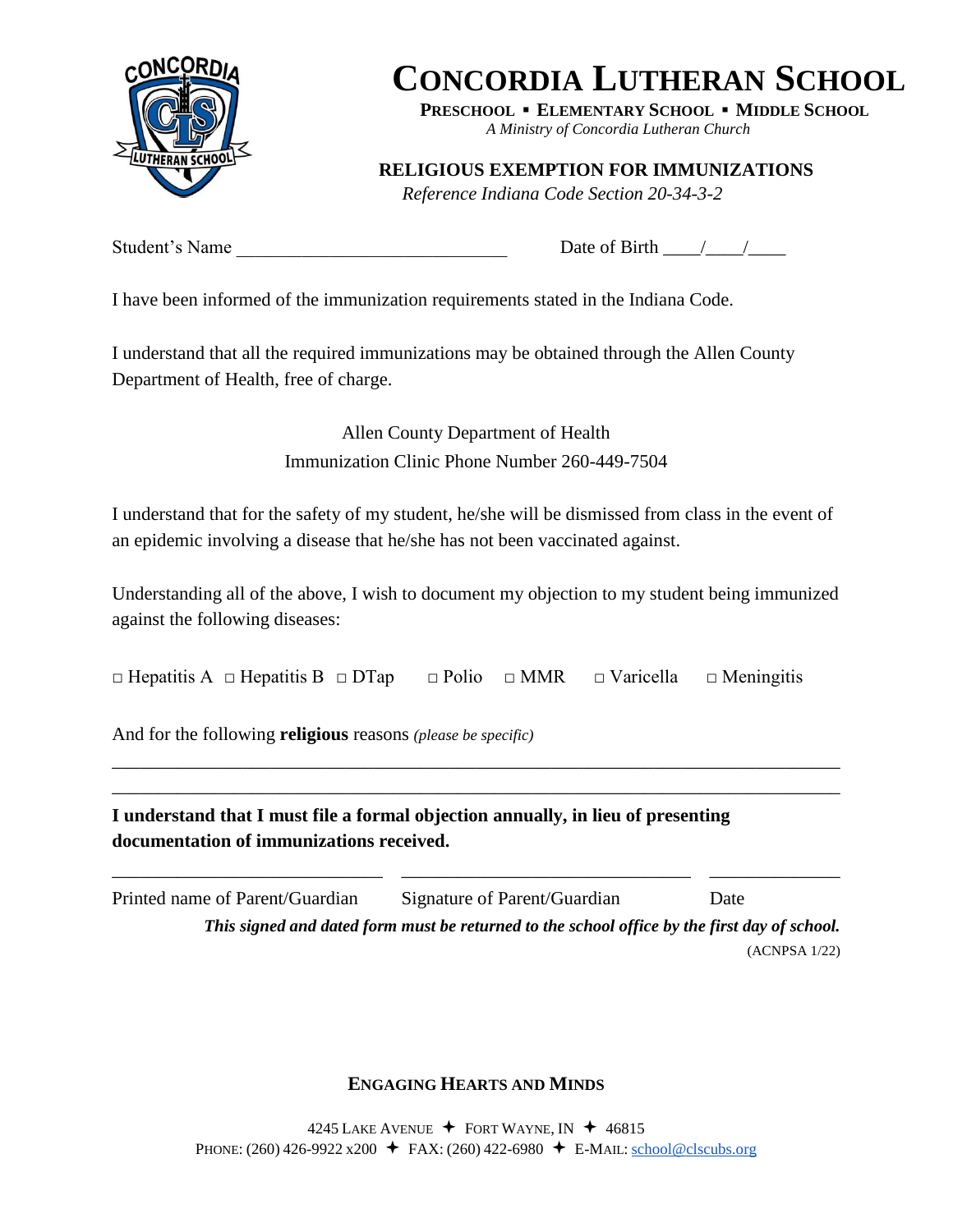# Concordia Lutheran School

**Preschool ▪ Elementary School ▪ Middle School**

*A Ministry of Concordia Lutheran Church*

## RELIGIOUS EXEMPTION FOR IMMUNIZATIONS

*Reference Indiana Code Section 20-34-3-2*

Student's Name _____________________________ Date of Birth ____/____/____

I have been informed of the immunization requirements stated in the Indiana Code.

I understand that all the required immunizations may be obtained through the Allen County Department of Health, free of charge.

Allen County Department of Health
Immunization Clinic Phone Number 260-449-7504

I understand that for the safety of my student, he/she will be dismissed from class in the event of an epidemic involving a disease that he/she has not been vaccinated against.

Understanding all of the above, I wish to document my objection to my student being immunized against the following diseases:

□ Hepatitis A □ Hepatitis B □ DTap □ Polio □ MMR □ Varicella □ Meningitis

And for the following **religious** reasons *(please be specific)*

_____________________________________________________________________________

_____________________________________________________________________________

**I understand that I must file a formal objection annually, in lieu of presenting documentation of immunizations received.**

_____________________________ _______________________________ ______________

Printed name of Parent/Guardian Signature of Parent/Guardian Date

***This signed and dated form must be returned to the school office by the first day of school.***

(ACNPSA 1/22)

**Engaging Hearts and Minds**

4245 Lake Avenue ✦ Fort Wayne, IN ✦ 46815
Phone: (260) 426-9922 x200 ✦ FAX: (260) 422-6980 ✦ E-Mail: school@clscubs.org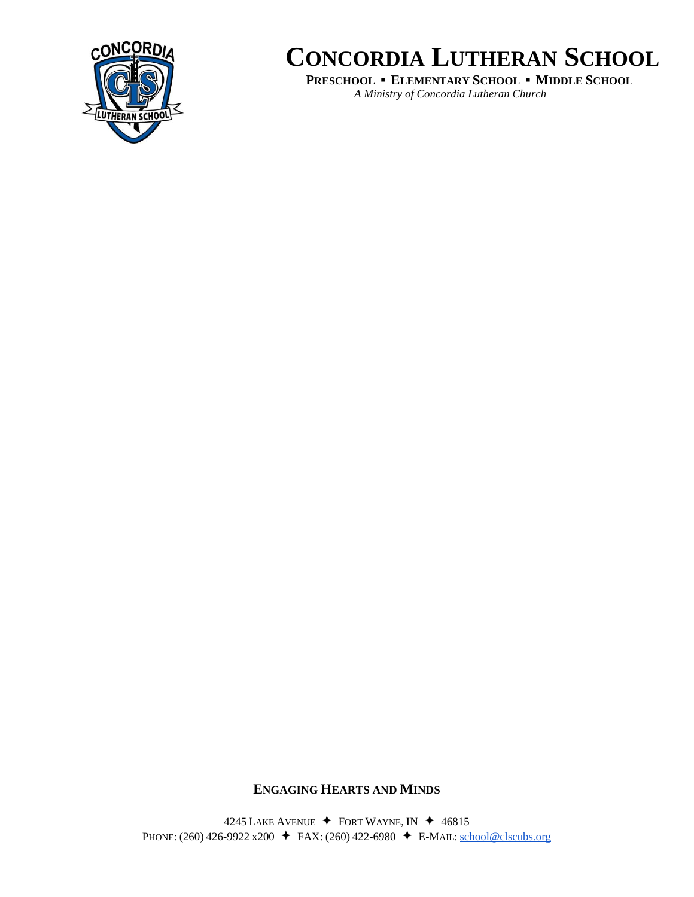# CONCORDIA LUTHERAN SCHOOL

**PRESCHOOL ▪ ELEMENTARY SCHOOL ▪ MIDDLE SCHOOL**

*A Ministry of Concordia Lutheran Church*

**ENGAGING HEARTS AND MINDS**

4245 LAKE AVENUE ✦ FORT WAYNE, IN ✦ 46815

PHONE: (260) 426-9922 x200 ✦ FAX: (260) 422-6980 ✦ E-MAIL: school@clscubs.org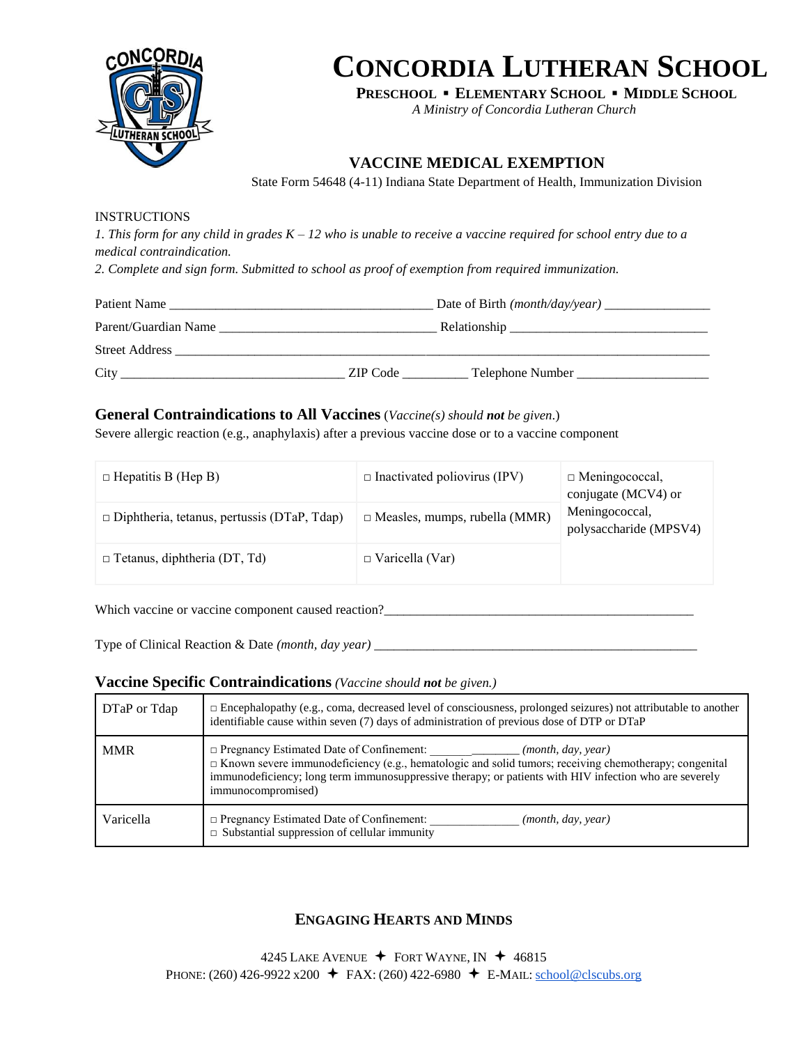# CONCORDIA LUTHERAN SCHOOL

**PRESCHOOL ▪ ELEMENTARY SCHOOL ▪ MIDDLE SCHOOL**

*A Ministry of Concordia Lutheran Church*

## VACCINE MEDICAL EXEMPTION

State Form 54648 (4-11) Indiana State Department of Health, Immunization Division

INSTRUCTIONS

*1. This form for any child in grades K – 12 who is unable to receive a vaccine required for school entry due to a medical contraindication.*

*2. Complete and sign form. Submitted to school as proof of exemption from required immunization.*

Patient Name ________________________________________ Date of Birth *(month/day/year)* ________________

Parent/Guardian Name _________________________________ Relationship ______________________________

Street Address ________________________________________________________________________________

City __________________________________ ZIP Code __________ Telephone Number ____________________

### General Contraindications to All Vaccines (*Vaccine(s) should **not** be given*.)

Severe allergic reaction (e.g., anaphylaxis) after a previous vaccine dose or to a vaccine component

| | | |
|---|---|---|
| □ Hepatitis B (Hep B) | □ Inactivated poliovirus (IPV) | □ Meningococcal, conjugate (MCV4) or Meningococcal, polysaccharide (MPSV4) |
| □ Diphtheria, tetanus, pertussis (DTaP, Tdap) | □ Measles, mumps, rubella (MMR) | |
| □ Tetanus, diphtheria (DT, Td) | □ Varicella (Var) | |

Which vaccine or vaccine component caused reaction?_______________________________________________

Type of Clinical Reaction & Date *(month, day year)* ___________________________________________________

### Vaccine Specific Contraindications *(Vaccine should **not** be given.)*

| | |
|---|---|
| DTaP or Tdap | □ Encephalopathy (e.g., coma, decreased level of consciousness, prolonged seizures) not attributable to another identifiable cause within seven (7) days of administration of previous dose of DTP or DTaP |
| MMR | □ Pregnancy Estimated Date of Confinement: _______________ *(month, day, year)*<br>□ Known severe immunodeficiency (e.g., hematologic and solid tumors; receiving chemotherapy; congenital immunodeficiency; long term immunosuppressive therapy; or patients with HIV infection who are severely immunocompromised) |
| Varicella | □ Pregnancy Estimated Date of Confinement: _______________ *(month, day, year)*<br>□ Substantial suppression of cellular immunity |

**ENGAGING HEARTS AND MINDS**

4245 LAKE AVENUE ✦ FORT WAYNE, IN ✦ 46815
PHONE: (260) 426-9922 x200 ✦ FAX: (260) 422-6980 ✦ E-MAIL: school@clscubs.org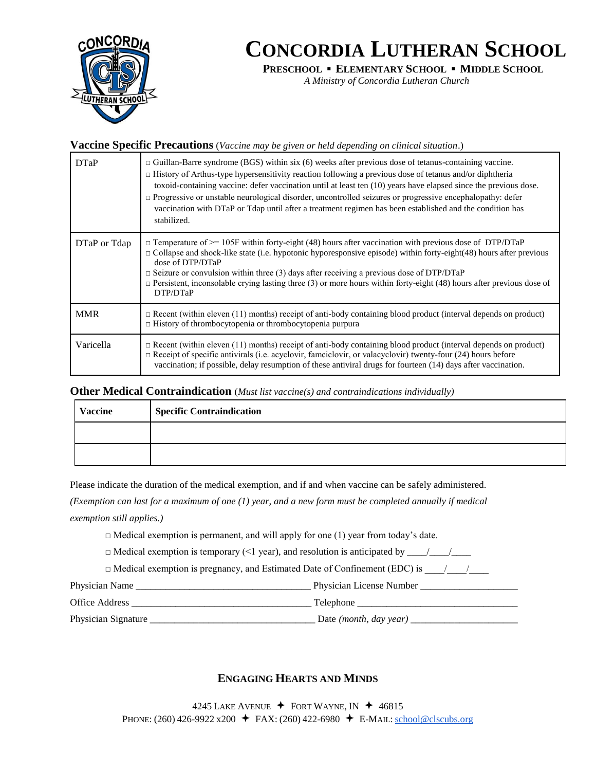# CONCORDIA LUTHERAN SCHOOL

**PRESCHOOL ▪ ELEMENTARY SCHOOL ▪ MIDDLE SCHOOL**

*A Ministry of Concordia Lutheran Church*

**Vaccine Specific Precautions** (*Vaccine may be given or held depending on clinical situation*.)

| | |
|---|---|
| DTaP | □ Guillan-Barre syndrome (BGS) within six (6) weeks after previous dose of tetanus-containing vaccine.<br>□ History of Arthus-type hypersensitivity reaction following a previous dose of tetanus and/or diphtheria toxoid-containing vaccine: defer vaccination until at least ten (10) years have elapsed since the previous dose.<br>□ Progressive or unstable neurological disorder, uncontrolled seizures or progressive encephalopathy: defer vaccination with DTaP or Tdap until after a treatment regimen has been established and the condition has stabilized. |
| DTaP or Tdap | □ Temperature of >= 105F within forty-eight (48) hours after vaccination with previous dose of DTP/DTaP<br>□ Collapse and shock-like state (i.e. hypotonic hyporesponsive episode) within forty-eight(48) hours after previous dose of DTP/DTaP<br>□ Seizure or convulsion within three (3) days after receiving a previous dose of DTP/DTaP<br>□ Persistent, inconsolable crying lasting three (3) or more hours within forty-eight (48) hours after previous dose of DTP/DTaP |
| MMR | □ Recent (within eleven (11) months) receipt of anti-body containing blood product (interval depends on product)<br>□ History of thrombocytopenia or thrombocytopenia purpura |
| Varicella | □ Recent (within eleven (11) months) receipt of anti-body containing blood product (interval depends on product)<br>□ Receipt of specific antivirals (i.e. acyclovir, famciclovir, or valacyclovir) twenty-four (24) hours before vaccination; if possible, delay resumption of these antiviral drugs for fourteen (14) days after vaccination. |

**Other Medical Contraindication** (*Must list vaccine(s) and contraindications individually)*

| Vaccine | Specific Contraindication |
|---|---|
| | |
| | |

Please indicate the duration of the medical exemption, and if and when vaccine can be safely administered.

*(Exemption can last for a maximum of one (1) year, and a new form must be completed annually if medical exemption still applies.)*

□ Medical exemption is permanent, and will apply for one (1) year from today's date.

□ Medical exemption is temporary (<1 year), and resolution is anticipated by ____/____/____

□ Medical exemption is pregnancy, and Estimated Date of Confinement (EDC) is ____/____/____

Physician Name ___________________________________ Physician License Number ___________________

Office Address ____________________________________ Telephone _______________________________

Physician Signature ________________________________ Date *(month, day year)* _____________________

**ENGAGING HEARTS AND MINDS**

4245 LAKE AVENUE ✦ FORT WAYNE, IN ✦ 46815
PHONE: (260) 426-9922 x200 ✦ FAX: (260) 422-6980 ✦ E-MAIL: school@clscubs.org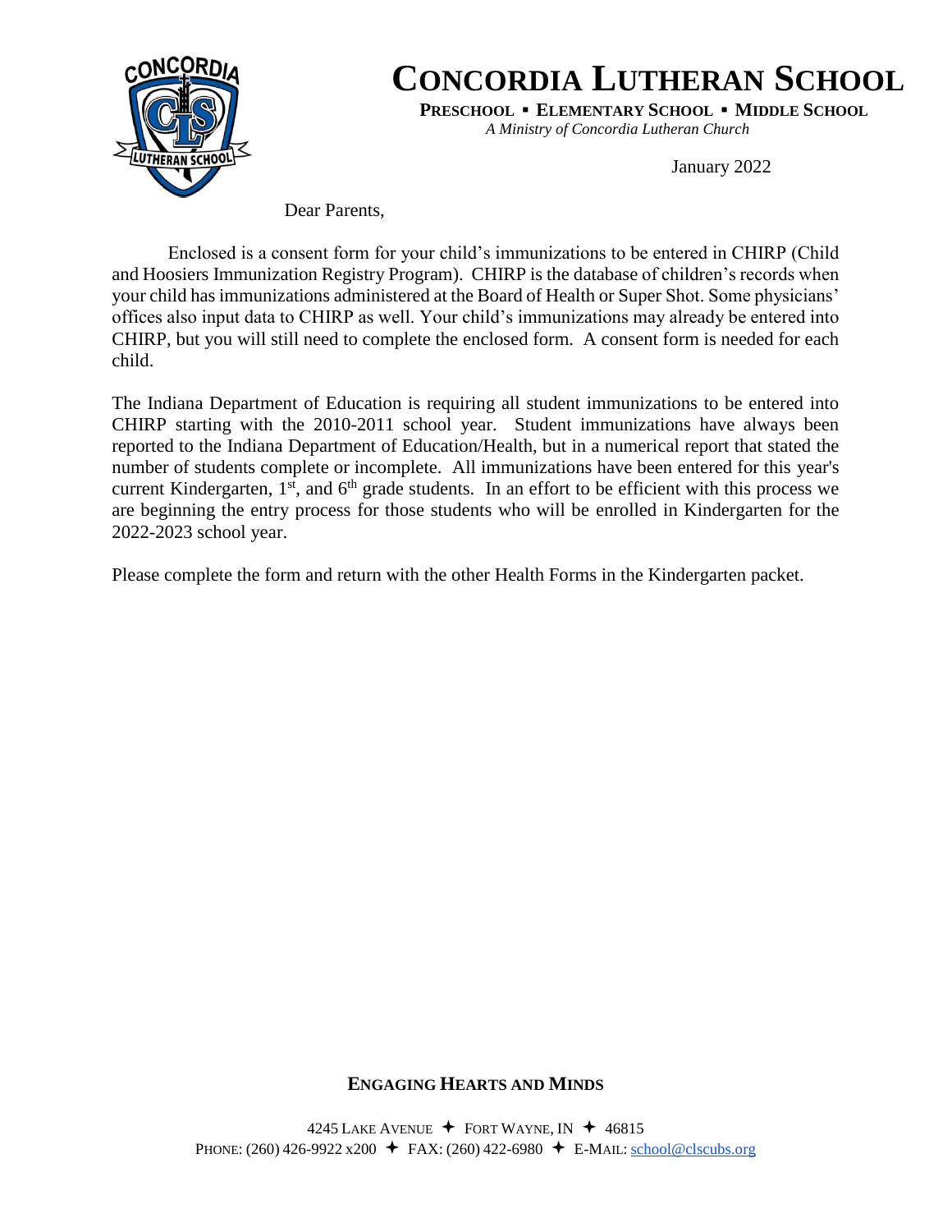# CONCORDIA LUTHERAN SCHOOL

**PRESCHOOL ▪ ELEMENTARY SCHOOL ▪ MIDDLE SCHOOL**

*A Ministry of Concordia Lutheran Church*

January 2022

Dear Parents,

Enclosed is a consent form for your child's immunizations to be entered in CHIRP (Child and Hoosiers Immunization Registry Program). CHIRP is the database of children's records when your child has immunizations administered at the Board of Health or Super Shot. Some physicians' offices also input data to CHIRP as well. Your child's immunizations may already be entered into CHIRP, but you will still need to complete the enclosed form. A consent form is needed for each child.

The Indiana Department of Education is requiring all student immunizations to be entered into CHIRP starting with the 2010-2011 school year. Student immunizations have always been reported to the Indiana Department of Education/Health, but in a numerical report that stated the number of students complete or incomplete. All immunizations have been entered for this year's current Kindergarten, 1st, and 6th grade students. In an effort to be efficient with this process we are beginning the entry process for those students who will be enrolled in Kindergarten for the 2022-2023 school year.

Please complete the form and return with the other Health Forms in the Kindergarten packet.

**ENGAGING HEARTS AND MINDS**

4245 LAKE AVENUE ✦ FORT WAYNE, IN ✦ 46815
PHONE: (260) 426-9922 x200 ✦ FAX: (260) 422-6980 ✦ E-MAIL: school@clscubs.org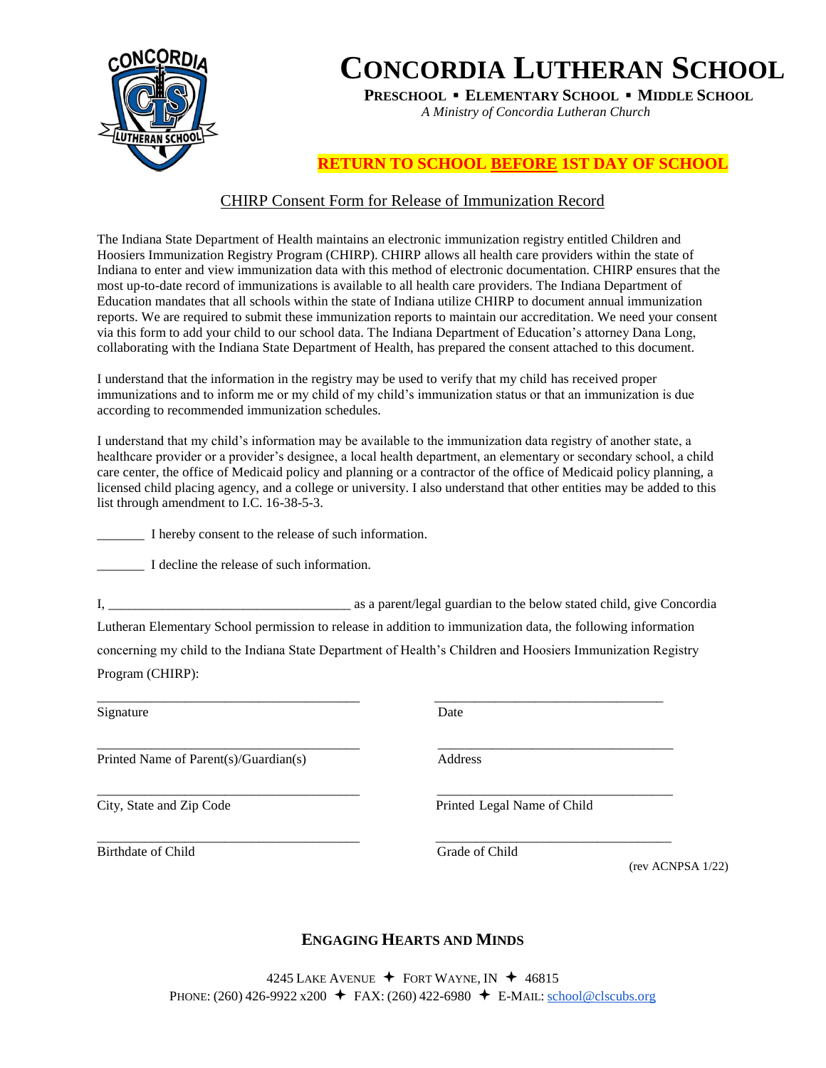# CONCORDIA LUTHERAN SCHOOL

**PRESCHOOL ▪ ELEMENTARY SCHOOL ▪ MIDDLE SCHOOL**

*A Ministry of Concordia Lutheran Church*

**RETURN TO SCHOOL BEFORE 1ST DAY OF SCHOOL**

## CHIRP Consent Form for Release of Immunization Record

The Indiana State Department of Health maintains an electronic immunization registry entitled Children and Hoosiers Immunization Registry Program (CHIRP). CHIRP allows all health care providers within the state of Indiana to enter and view immunization data with this method of electronic documentation. CHIRP ensures that the most up-to-date record of immunizations is available to all health care providers. The Indiana Department of Education mandates that all schools within the state of Indiana utilize CHIRP to document annual immunization reports. We are required to submit these immunization reports to maintain our accreditation. We need your consent via this form to add your child to our school data. The Indiana Department of Education's attorney Dana Long, collaborating with the Indiana State Department of Health, has prepared the consent attached to this document.

I understand that the information in the registry may be used to verify that my child has received proper immunizations and to inform me or my child of my child's immunization status or that an immunization is due according to recommended immunization schedules.

I understand that my child's information may be available to the immunization data registry of another state, a healthcare provider or a provider's designee, a local health department, an elementary or secondary school, a child care center, the office of Medicaid policy and planning or a contractor of the office of Medicaid policy planning, a licensed child placing agency, and a college or university. I also understand that other entities may be added to this list through amendment to I.C. 16-38-5-3.

_______ I hereby consent to the release of such information.

_______ I decline the release of such information.

I, ____________________________________ as a parent/legal guardian to the below stated child, give Concordia Lutheran Elementary School permission to release in addition to immunization data, the following information concerning my child to the Indiana State Department of Health's Children and Hoosiers Immunization Registry Program (CHIRP):

________________________________________ ________________________________________
Signature Date

________________________________________ ________________________________________
Printed Name of Parent(s)/Guardian(s) Address

________________________________________ ________________________________________
City, State and Zip Code Printed Legal Name of Child

________________________________________ ________________________________________
Birthdate of Child Grade of Child

(rev ACNPSA 1/22)

**ENGAGING HEARTS AND MINDS**

4245 LAKE AVENUE ✦ FORT WAYNE, IN ✦ 46815
PHONE: (260) 426-9922 x200 ✦ FAX: (260) 422-6980 ✦ E-MAIL: school@clscubs.org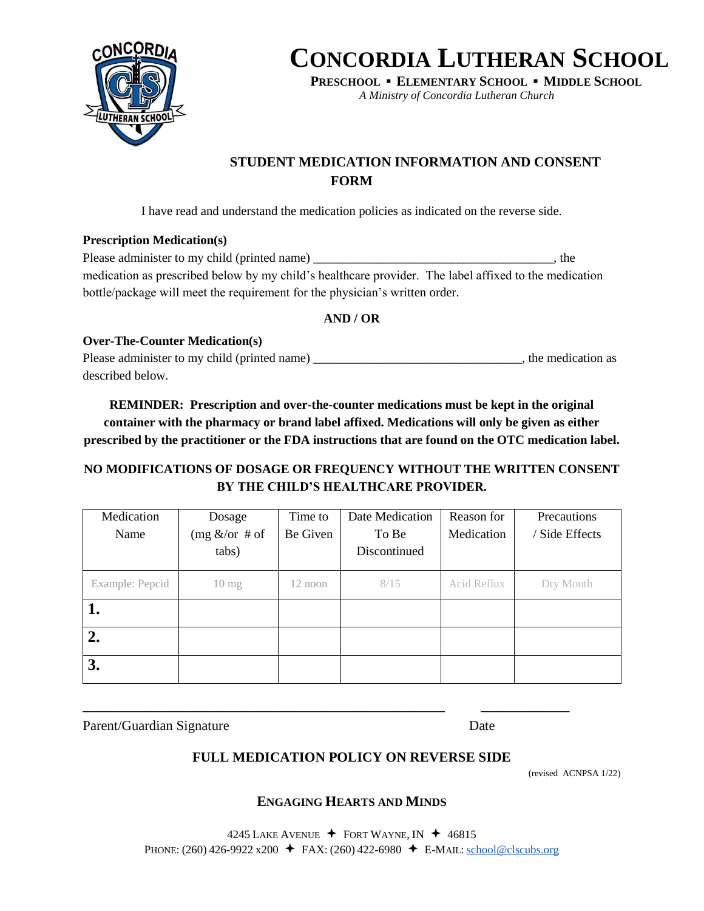# CONCORDIA LUTHERAN SCHOOL

**PRESCHOOL ▪ ELEMENTARY SCHOOL ▪ MIDDLE SCHOOL**

*A Ministry of Concordia Lutheran Church*

## STUDENT MEDICATION INFORMATION AND CONSENT FORM

I have read and understand the medication policies as indicated on the reverse side.

**Prescription Medication(s)**

Please administer to my child (printed name) ______________________________________, the medication as prescribed below by my child's healthcare provider. The label affixed to the medication bottle/package will meet the requirement for the physician's written order.

**AND / OR**

**Over-The-Counter Medication(s)**

Please administer to my child (printed name) _________________________________, the medication as described below.

**REMINDER: Prescription and over-the-counter medications must be kept in the original container with the pharmacy or brand label affixed. Medications will only be given as either prescribed by the practitioner or the FDA instructions that are found on the OTC medication label.**

**NO MODIFICATIONS OF DOSAGE OR FREQUENCY WITHOUT THE WRITTEN CONSENT BY THE CHILD'S HEALTHCARE PROVIDER.**

| Medication Name | Dosage (mg &/or # of tabs) | Time to Be Given | Date Medication To Be Discontinued | Reason for Medication | Precautions / Side Effects |
|---|---|---|---|---|---|
| Example: Pepcid | 10 mg | 12 noon | 8/15 | Acid Reflux | Dry Mouth |
| **1.** | | | | | |
| **2.** | | | | | |
| **3.** | | | | | |

________________________________________________________ _____________

Parent/Guardian Signature Date

**FULL MEDICATION POLICY ON REVERSE SIDE**

(revised ACNPSA 1/22)

**ENGAGING HEARTS AND MINDS**

4245 LAKE AVENUE ✦ FORT WAYNE, IN ✦ 46815

PHONE: (260) 426-9922 x200 ✦ FAX: (260) 422-6980 ✦ E-MAIL: school@clscubs.org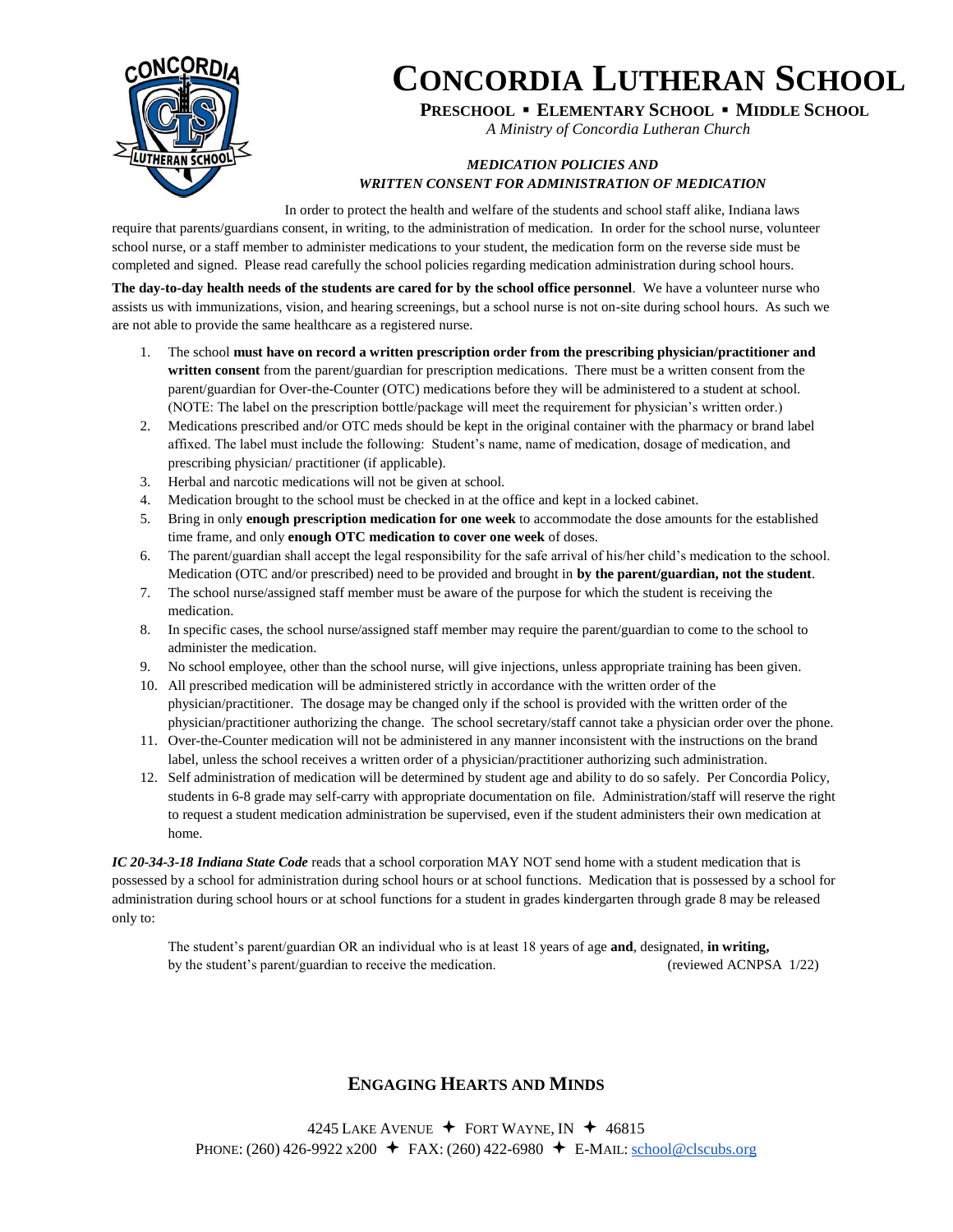# CONCORDIA LUTHERAN SCHOOL

**PRESCHOOL ▪ ELEMENTARY SCHOOL ▪ MIDDLE SCHOOL**

*A Ministry of Concordia Lutheran Church*

***MEDICATION POLICIES AND***
***WRITTEN CONSENT FOR ADMINISTRATION OF MEDICATION***

In order to protect the health and welfare of the students and school staff alike, Indiana laws require that parents/guardians consent, in writing, to the administration of medication. In order for the school nurse, volunteer school nurse, or a staff member to administer medications to your student, the medication form on the reverse side must be completed and signed. Please read carefully the school policies regarding medication administration during school hours.

**The day-to-day health needs of the students are cared for by the school office personnel**. We have a volunteer nurse who assists us with immunizations, vision, and hearing screenings, but a school nurse is not on-site during school hours. As such we are not able to provide the same healthcare as a registered nurse.

1. The school **must have on record a written prescription order from the prescribing physician/practitioner and written consent** from the parent/guardian for prescription medications. There must be a written consent from the parent/guardian for Over-the-Counter (OTC) medications before they will be administered to a student at school. (NOTE: The label on the prescription bottle/package will meet the requirement for physician's written order.)
2. Medications prescribed and/or OTC meds should be kept in the original container with the pharmacy or brand label affixed. The label must include the following: Student's name, name of medication, dosage of medication, and prescribing physician/ practitioner (if applicable).
3. Herbal and narcotic medications will not be given at school.
4. Medication brought to the school must be checked in at the office and kept in a locked cabinet.
5. Bring in only **enough prescription medication for one week** to accommodate the dose amounts for the established time frame, and only **enough OTC medication to cover one week** of doses.
6. The parent/guardian shall accept the legal responsibility for the safe arrival of his/her child's medication to the school. Medication (OTC and/or prescribed) need to be provided and brought in **by the parent/guardian, not the student**.
7. The school nurse/assigned staff member must be aware of the purpose for which the student is receiving the medication.
8. In specific cases, the school nurse/assigned staff member may require the parent/guardian to come to the school to administer the medication.
9. No school employee, other than the school nurse, will give injections, unless appropriate training has been given.
10. All prescribed medication will be administered strictly in accordance with the written order of the physician/practitioner. The dosage may be changed only if the school is provided with the written order of the physician/practitioner authorizing the change. The school secretary/staff cannot take a physician order over the phone.
11. Over-the-Counter medication will not be administered in any manner inconsistent with the instructions on the brand label, unless the school receives a written order of a physician/practitioner authorizing such administration.
12. Self administration of medication will be determined by student age and ability to do so safely. Per Concordia Policy, students in 6-8 grade may self-carry with appropriate documentation on file. Administration/staff will reserve the right to request a student medication administration be supervised, even if the student administers their own medication at home.

***IC 20-34-3-18 Indiana State Code*** reads that a school corporation MAY NOT send home with a student medication that is possessed by a school for administration during school hours or at school functions. Medication that is possessed by a school for administration during school hours or at school functions for a student in grades kindergarten through grade 8 may be released only to:

> The student's parent/guardian OR an individual who is at least 18 years of age **and**, designated, **in writing,** by the student's parent/guardian to receive the medication. (reviewed ACNPSA 1/22)

**ENGAGING HEARTS AND MINDS**

4245 LAKE AVENUE ✦ FORT WAYNE, IN ✦ 46815
PHONE: (260) 426-9922 x200 ✦ FAX: (260) 422-6980 ✦ E-MAIL: school@clscubs.org